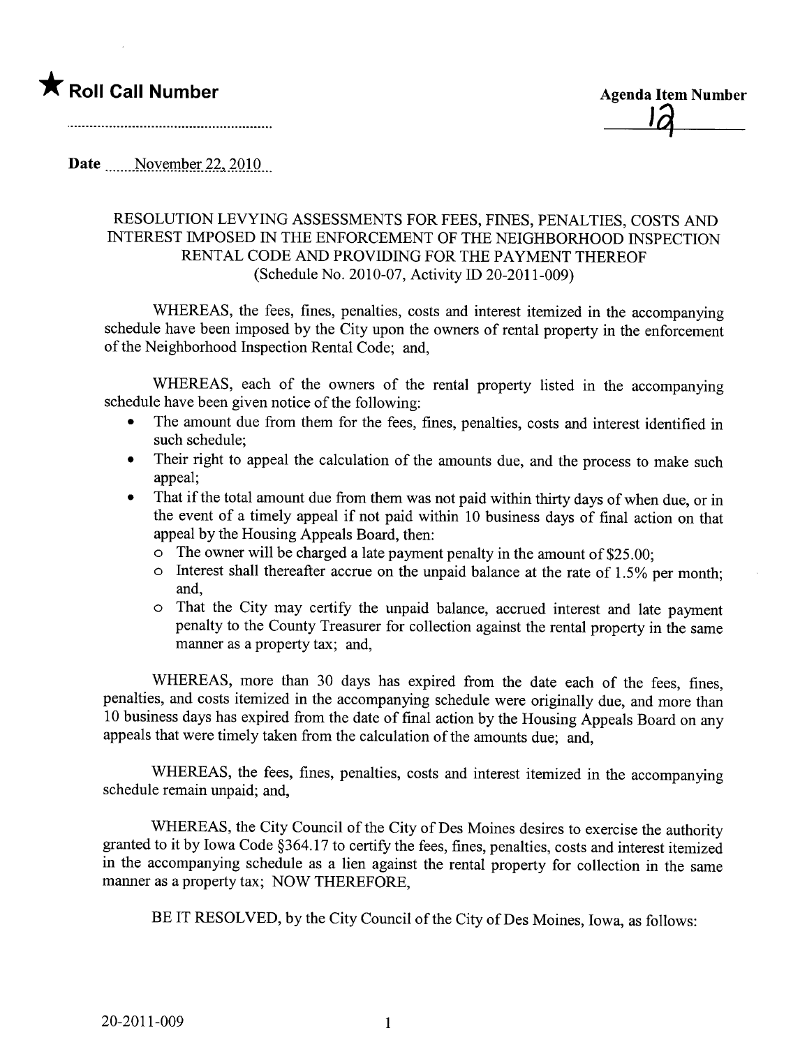★ **Roll Call Number**

..........................................................

**Agenda Item Number**

12

Date ......November 22, 2010...

RESOLUTION LEVYING ASSESSMENTS FOR FEES, FINES, PENALTIES, COSTS AND INTEREST IMPOSED IN THE ENFORCEMENT OF THE NEIGHBORHOOD INSPECTION RENTAL CODE AND PROVIDING FOR THE PAYMENT THEREOF
(Schedule No. 2010-07, Activity ID 20-2011-009)

WHEREAS, the fees, fines, penalties, costs and interest itemized in the accompanying schedule have been imposed by the City upon the owners of rental property in the enforcement of the Neighborhood Inspection Rental Code; and,

WHEREAS, each of the owners of the rental property listed in the accompanying schedule have been given notice of the following:

- The amount due from them for the fees, fines, penalties, costs and interest identified in such schedule;
- Their right to appeal the calculation of the amounts due, and the process to make such appeal;
- That if the total amount due from them was not paid within thirty days of when due, or in the event of a timely appeal if not paid within 10 business days of final action on that appeal by the Housing Appeals Board, then:
  - The owner will be charged a late payment penalty in the amount of $25.00;
  - Interest shall thereafter accrue on the unpaid balance at the rate of 1.5% per month; and,
  - That the City may certify the unpaid balance, accrued interest and late payment penalty to the County Treasurer for collection against the rental property in the same manner as a property tax; and,

WHEREAS, more than 30 days has expired from the date each of the fees, fines, penalties, and costs itemized in the accompanying schedule were originally due, and more than 10 business days has expired from the date of final action by the Housing Appeals Board on any appeals that were timely taken from the calculation of the amounts due; and,

WHEREAS, the fees, fines, penalties, costs and interest itemized in the accompanying schedule remain unpaid; and,

WHEREAS, the City Council of the City of Des Moines desires to exercise the authority granted to it by Iowa Code §364.17 to certify the fees, fines, penalties, costs and interest itemized in the accompanying schedule as a lien against the rental property for collection in the same manner as a property tax; NOW THEREFORE,

BE IT RESOLVED, by the City Council of the City of Des Moines, Iowa, as follows:

20-2011-009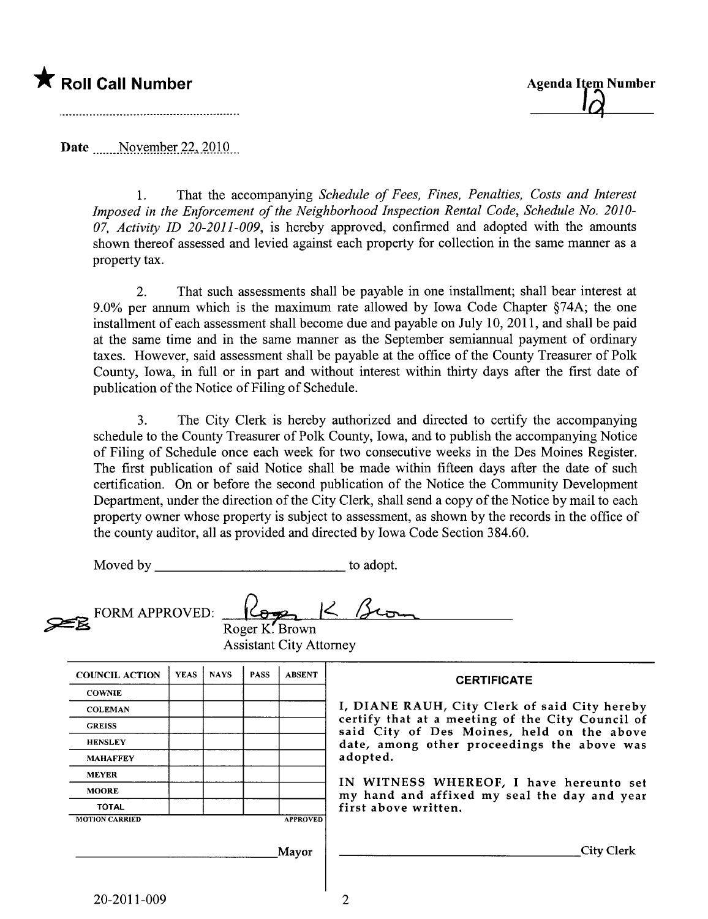★ **Roll Call Number**

..........................................................

Agenda Item Number

12

Date ......November 22, 2010......

1. That the accompanying *Schedule of Fees, Fines, Penalties, Costs and Interest Imposed in the Enforcement of the Neighborhood Inspection Rental Code, Schedule No. 2010-07, Activity ID 20-2011-009*, is hereby approved, confirmed and adopted with the amounts shown thereof assessed and levied against each property for collection in the same manner as a property tax.

2. That such assessments shall be payable in one installment; shall bear interest at 9.0% per annum which is the maximum rate allowed by Iowa Code Chapter §74A; the one installment of each assessment shall become due and payable on July 10, 2011, and shall be paid at the same time and in the same manner as the September semiannual payment of ordinary taxes. However, said assessment shall be payable at the office of the County Treasurer of Polk County, Iowa, in full or in part and without interest within thirty days after the first date of publication of the Notice of Filing of Schedule.

3. The City Clerk is hereby authorized and directed to certify the accompanying schedule to the County Treasurer of Polk County, Iowa, and to publish the accompanying Notice of Filing of Schedule once each week for two consecutive weeks in the Des Moines Register. The first publication of said Notice shall be made within fifteen days after the date of such certification. On or before the second publication of the Notice the Community Development Department, under the direction of the City Clerk, shall send a copy of the Notice by mail to each property owner whose property is subject to assessment, as shown by the records in the office of the county auditor, all as provided and directed by Iowa Code Section 384.60.

Moved by ____________________________ to adopt.

FORM APPROVED: Roger K. Brown

Roger K. Brown
Assistant City Attorney

| COUNCIL ACTION | YEAS | NAYS | PASS | ABSENT |
|---|---|---|---|---|
| COWNIE | | | | |
| COLEMAN | | | | |
| GREISS | | | | |
| HENSLEY | | | | |
| MAHAFFEY | | | | |
| MEYER | | | | |
| MOORE | | | | |
| TOTAL | | | | |
| MOTION CARRIED | | | | APPROVED |

______________________________ Mayor

**CERTIFICATE**

I, DIANE RAUH, City Clerk of said City hereby certify that at a meeting of the City Council of said City of Des Moines, held on the above date, among other proceedings the above was adopted.

IN WITNESS WHEREOF, I have hereunto set my hand and affixed my seal the day and year first above written.

______________________________ City Clerk

20-2011-009